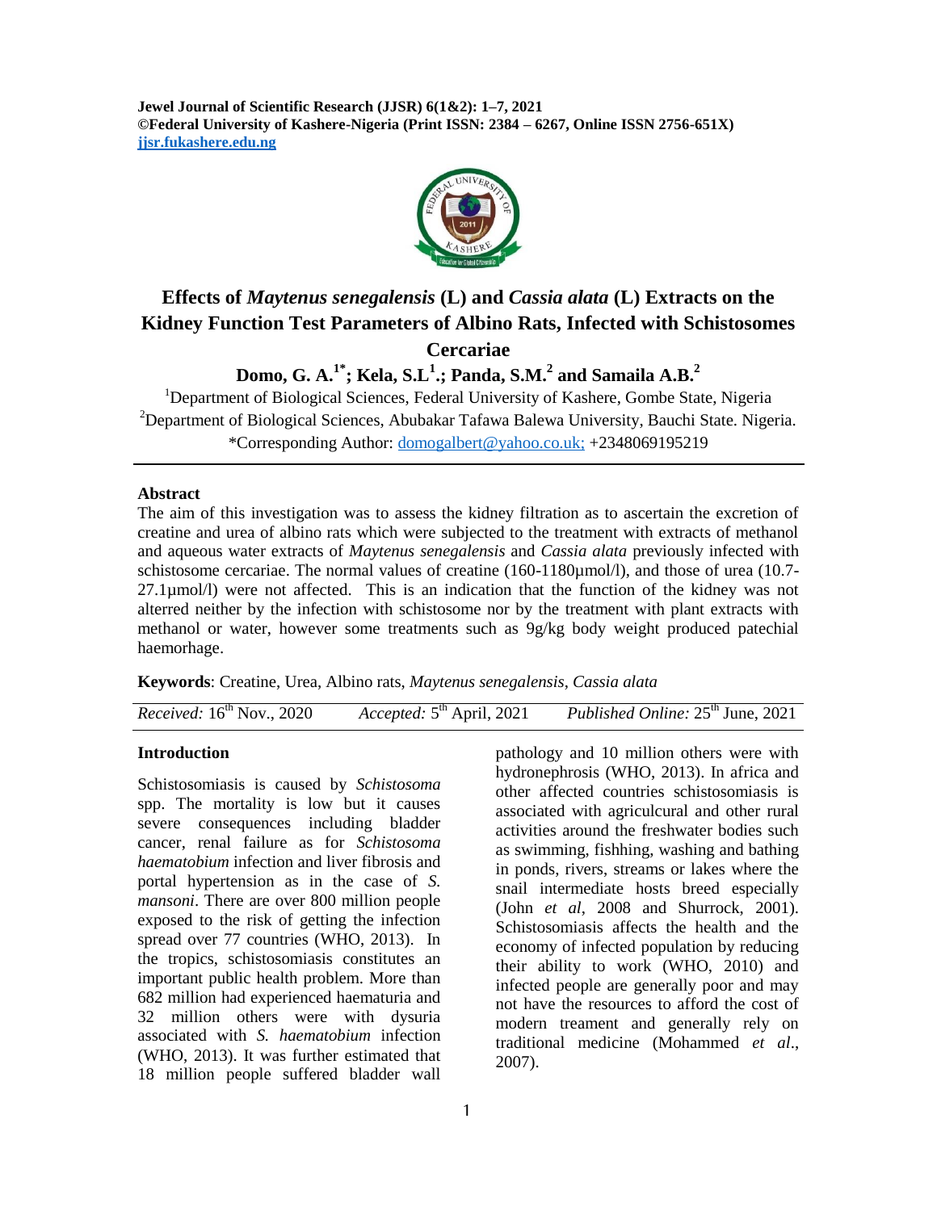# Effects of *Maytenus senegalensis* (L) and *Cassia alata* (L) Extracts on the Kidney Function Test Parameters of Albino Rats, Infected with Schistosomes Cercariae

**Domo, G. A.[1*]; Kela, S.L[1].; Panda, S.M.[2] and Samaila A.B.[2]**

[1]Department of Biological Sciences, Federal University of Kashere, Gombe State, Nigeria

[2]Department of Biological Sciences, Abubakar Tafawa Balewa University, Bauchi State. Nigeria.

*Corresponding Author: domogalbert@yahoo.co.uk; +2348069195219

## Abstract

The aim of this investigation was to assess the kidney filtration as to ascertain the excretion of creatine and urea of albino rats which were subjected to the treatment with extracts of methanol and aqueous water extracts of *Maytenus senegalensis* and *Cassia alata* previously infected with schistosome cercariae. The normal values of creatine (160-1180µmol/l), and those of urea (10.7-27.1µmol/l) were not affected. This is an indication that the function of the kidney was not alterred neither by the infection with schistosome nor by the treatment with plant extracts with methanol or water, however some treatments such as 9g/kg body weight produced patechial haemorhage.

**Keywords**: Creatine, Urea, Albino rats, *Maytenus senegalensis*, *Cassia alata*

*Received:* 16th Nov., 2020 *Accepted:* 5th April, 2021 *Published Online:* 25th June, 2021

## Introduction

Schistosomiasis is caused by *Schistosoma* spp. The mortality is low but it causes severe consequences including bladder cancer, renal failure as for *Schistosoma haematobium* infection and liver fibrosis and portal hypertension as in the case of *S. mansoni*. There are over 800 million people exposed to the risk of getting the infection spread over 77 countries (WHO, 2013). In the tropics, schistosomiasis constitutes an important public health problem. More than 682 million had experienced haematuria and 32 million others were with dysuria associated with *S. haematobium* infection (WHO, 2013). It was further estimated that 18 million people suffered bladder wall pathology and 10 million others were with hydronephrosis (WHO, 2013). In africa and other affected countries schistosomiasis is associated with agriculcural and other rural activities around the freshwater bodies such as swimming, fishhing, washing and bathing in ponds, rivers, streams or lakes where the snail intermediate hosts breed especially (John *et al*, 2008 and Shurrock, 2001). Schistosomiasis affects the health and the economy of infected population by reducing their ability to work (WHO, 2010) and infected people are generally poor and may not have the resources to afford the cost of modern treament and generally rely on traditional medicine (Mohammed *et al*., 2007).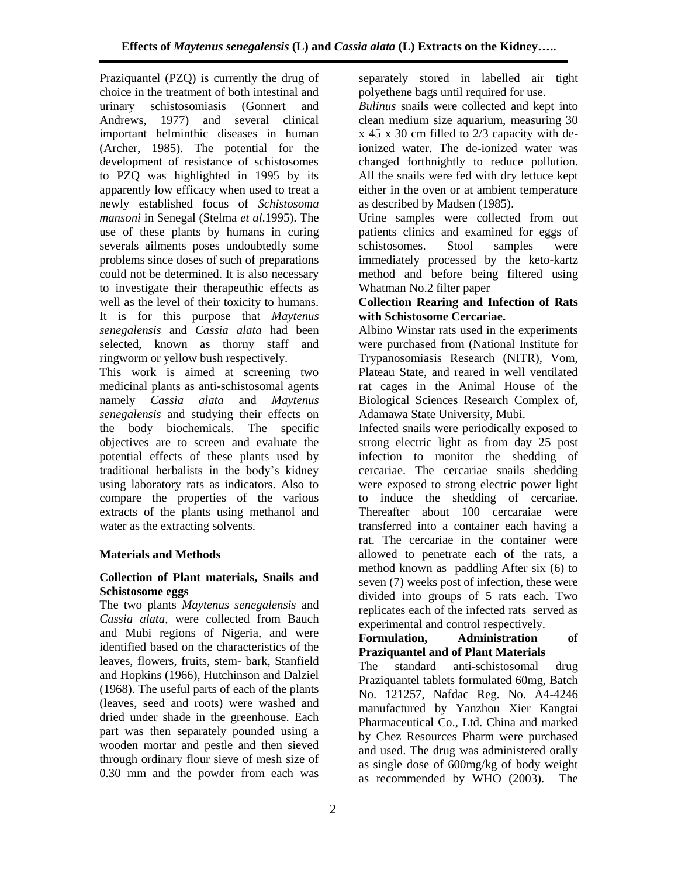Praziquantel (PZQ) is currently the drug of choice in the treatment of both intestinal and urinary schistosomiasis (Gonnert and Andrews, 1977) and several clinical important helminthic diseases in human (Archer, 1985). The potential for the development of resistance of schistosomes to PZQ was highlighted in 1995 by its apparently low efficacy when used to treat a newly established focus of *Schistosoma mansoni* in Senegal (Stelma *et al*.1995). The use of these plants by humans in curing severals ailments poses undoubtedly some problems since doses of such of preparations could not be determined. It is also necessary to investigate their therapeuthic effects as well as the level of their toxicity to humans. It is for this purpose that *Maytenus senegalensis* and *Cassia alata* had been selected, known as thorny staff and ringworm or yellow bush respectively.

This work is aimed at screening two medicinal plants as anti-schistosomal agents namely *Cassia alata* and *Maytenus senegalensis* and studying their effects on the body biochemicals. The specific objectives are to screen and evaluate the potential effects of these plants used by traditional herbalists in the body's kidney using laboratory rats as indicators. Also to compare the properties of the various extracts of the plants using methanol and water as the extracting solvents.

## Materials and Methods

### Collection of Plant materials, Snails and Schistosome eggs

The two plants *Maytenus senegalensis* and *Cassia alata*, were collected from Bauch and Mubi regions of Nigeria, and were identified based on the characteristics of the leaves, flowers, fruits, stem- bark, Stanfield and Hopkins (1966), Hutchinson and Dalziel (1968). The useful parts of each of the plants (leaves, seed and roots) were washed and dried under shade in the greenhouse. Each part was then separately pounded using a wooden mortar and pestle and then sieved through ordinary flour sieve of mesh size of 0.30 mm and the powder from each was separately stored in labelled air tight polyethene bags until required for use.

*Bulinus* snails were collected and kept into clean medium size aquarium, measuring 30 x 45 x 30 cm filled to 2/3 capacity with de-ionized water. The de-ionized water was changed forthnightly to reduce pollution. All the snails were fed with dry lettuce kept either in the oven or at ambient temperature as described by Madsen (1985).

Urine samples were collected from out patients clinics and examined for eggs of schistosomes. Stool samples were immediately processed by the keto-kartz method and before being filtered using Whatman No.2 filter paper

### Collection Rearing and Infection of Rats with Schistosome Cercariae.

Albino Winstar rats used in the experiments were purchased from (National Institute for Trypanosomiasis Research (NITR), Vom, Plateau State, and reared in well ventilated rat cages in the Animal House of the Biological Sciences Research Complex of, Adamawa State University, Mubi.

Infected snails were periodically exposed to strong electric light as from day 25 post infection to monitor the shedding of cercariae. The cercariae snails shedding were exposed to strong electric power light to induce the shedding of cercariae. Thereafter about 100 cercaraiae were transferred into a container each having a rat. The cercariae in the container were allowed to penetrate each of the rats, a method known as paddling After six (6) to seven (7) weeks post of infection, these were divided into groups of 5 rats each. Two replicates each of the infected rats served as experimental and control respectively.

### Formulation, Administration of Praziquantel and of Plant Materials

The standard anti-schistosomal drug Praziquantel tablets formulated 60mg, Batch No. 121257, Nafdac Reg. No. A4-4246 manufactured by Yanzhou Xier Kangtai Pharmaceutical Co., Ltd. China and marked by Chez Resources Pharm were purchased and used. The drug was administered orally as single dose of 600mg/kg of body weight as recommended by WHO (2003). The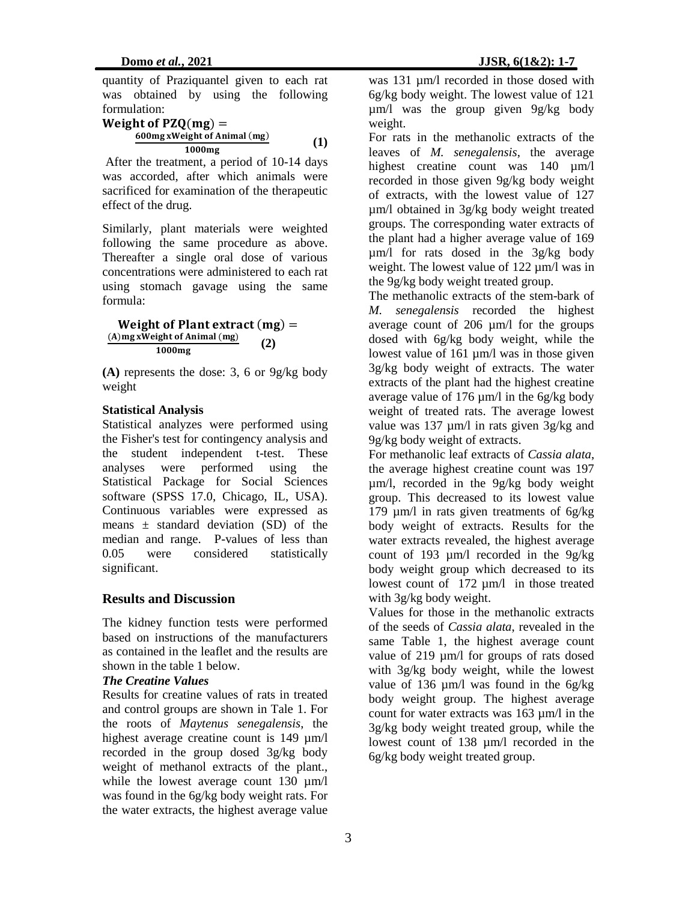quantity of Praziquantel given to each rat was obtained by using the following formulation:

$$\textbf{Weight of PZQ}(\textbf{mg}) = \frac{\textbf{600mg xWeight of Animal (mg)}}{\textbf{1000mg}} \quad \textbf{(1)}$$

After the treatment, a period of 10-14 days was accorded, after which animals were sacrificed for examination of the therapeutic effect of the drug.

Similarly, plant materials were weighted following the same procedure as above. Thereafter a single oral dose of various concentrations were administered to each rat using stomach gavage using the same formula:

$$\textbf{Weight of Plant extract}(\textbf{mg}) = \frac{\textbf{(A) mg xWeight of Animal (mg)}}{\textbf{1000mg}} \quad \textbf{(2)}$$

**(A)** represents the dose: 3, 6 or 9g/kg body weight

**Statistical Analysis**

Statistical analyzes were performed using the Fisher's test for contingency analysis and the student independent t-test. These analyses were performed using the Statistical Package for Social Sciences software (SPSS 17.0, Chicago, IL, USA). Continuous variables were expressed as means ± standard deviation (SD) of the median and range. P-values of less than 0.05 were considered statistically significant.

## Results and Discussion

The kidney function tests were performed based on instructions of the manufacturers as contained in the leaflet and the results are shown in the table 1 below.

***The Creatine Values***

Results for creatine values of rats in treated and control groups are shown in Tale 1. For the roots of *Maytenus senegalensis*, the highest average creatine count is 149 µm/l recorded in the group dosed 3g/kg body weight of methanol extracts of the plant., while the lowest average count 130 µm/l was found in the 6g/kg body weight rats. For the water extracts, the highest average value was 131 µm/l recorded in those dosed with 6g/kg body weight. The lowest value of 121 µm/l was the group given 9g/kg body weight.

For rats in the methanolic extracts of the leaves of *M. senegalensis*, the average highest creatine count was 140 µm/l recorded in those given 9g/kg body weight of extracts, with the lowest value of 127 µm/l obtained in 3g/kg body weight treated groups. The corresponding water extracts of the plant had a higher average value of 169 µm/l for rats dosed in the 3g/kg body weight. The lowest value of 122 µm/l was in the 9g/kg body weight treated group.

The methanolic extracts of the stem-bark of *M. senegalensis* recorded the highest average count of 206 µm/l for the groups dosed with 6g/kg body weight, while the lowest value of 161 µm/l was in those given 3g/kg body weight of extracts. The water extracts of the plant had the highest creatine average value of 176 µm/l in the 6g/kg body weight of treated rats. The average lowest value was 137 µm/l in rats given 3g/kg and 9g/kg body weight of extracts.

For methanolic leaf extracts of *Cassia alata*, the average highest creatine count was 197 µm/l, recorded in the 9g/kg body weight group. This decreased to its lowest value 179 µm/l in rats given treatments of 6g/kg body weight of extracts. Results for the water extracts revealed, the highest average count of 193 µm/l recorded in the 9g/kg body weight group which decreased to its lowest count of 172 µm/l in those treated with 3g/kg body weight.

Values for those in the methanolic extracts of the seeds of *Cassia alata*, revealed in the same Table 1, the highest average count value of 219 µm/l for groups of rats dosed with 3g/kg body weight, while the lowest value of 136 µm/l was found in the 6g/kg body weight group. The highest average count for water extracts was 163 µm/l in the 3g/kg body weight treated group, while the lowest count of 138 µm/l recorded in the 6g/kg body weight treated group.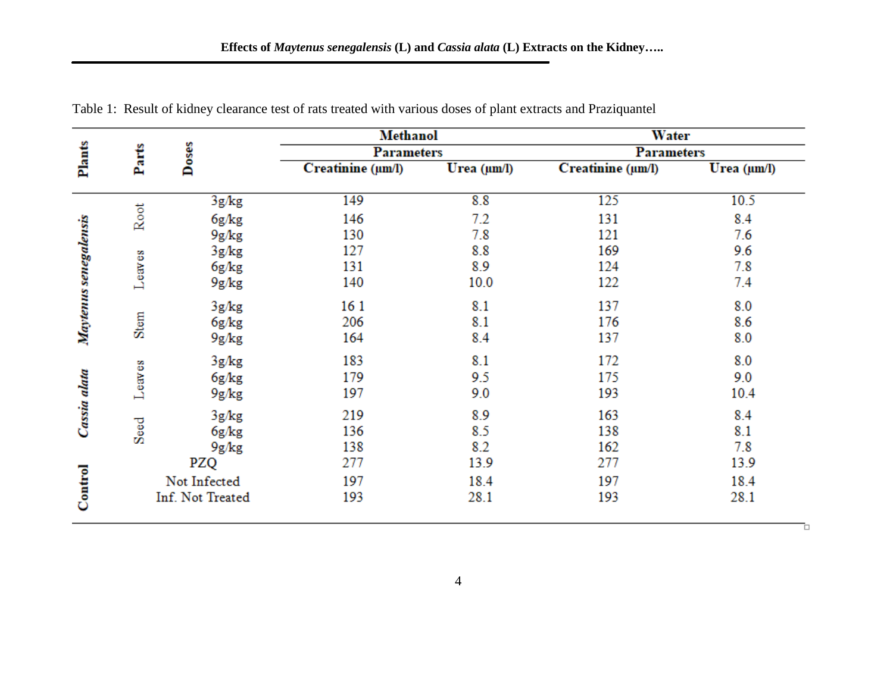Table 1: Result of kidney clearance test of rats treated with various doses of plant extracts and Praziquantel

| Plants | Parts | Doses | Methanol | | Water | |
|---|---|---|---|---|---|---|
| | | | Parameters | | Parameters | |
| | | | Creatinine (µm/l) | Urea (µm/l) | Creatinine (µm/l) | Urea (µm/l) |
| *Maytenus senegalensis* | Root | 3g/kg | 149 | 8.8 | 125 | 10.5 |
| | | 6g/kg | 146 | 7.2 | 131 | 8.4 |
| | | 9g/kg | 130 | 7.8 | 121 | 7.6 |
| | Leaves | 3g/kg | 127 | 8.8 | 169 | 9.6 |
| | | 6g/kg | 131 | 8.9 | 124 | 7.8 |
| | | 9g/kg | 140 | 10.0 | 122 | 7.4 |
| | Stem | 3g/kg | 16 1 | 8.1 | 137 | 8.0 |
| | | 6g/kg | 206 | 8.1 | 176 | 8.6 |
| | | 9g/kg | 164 | 8.4 | 137 | 8.0 |
| *Cassia alata* | Leaves | 3g/kg | 183 | 8.1 | 172 | 8.0 |
| | | 6g/kg | 179 | 9.5 | 175 | 9.0 |
| | | 9g/kg | 197 | 9.0 | 193 | 10.4 |
| | Seed | 3g/kg | 219 | 8.9 | 163 | 8.4 |
| | | 6g/kg | 136 | 8.5 | 138 | 8.1 |
| | | 9g/kg | 138 | 8.2 | 162 | 7.8 |
| Control | PZQ | | 277 | 13.9 | 277 | 13.9 |
| | Not Infected | | 197 | 18.4 | 197 | 18.4 |
| | Inf. Not Treated | | 193 | 28.1 | 193 | 28.1 |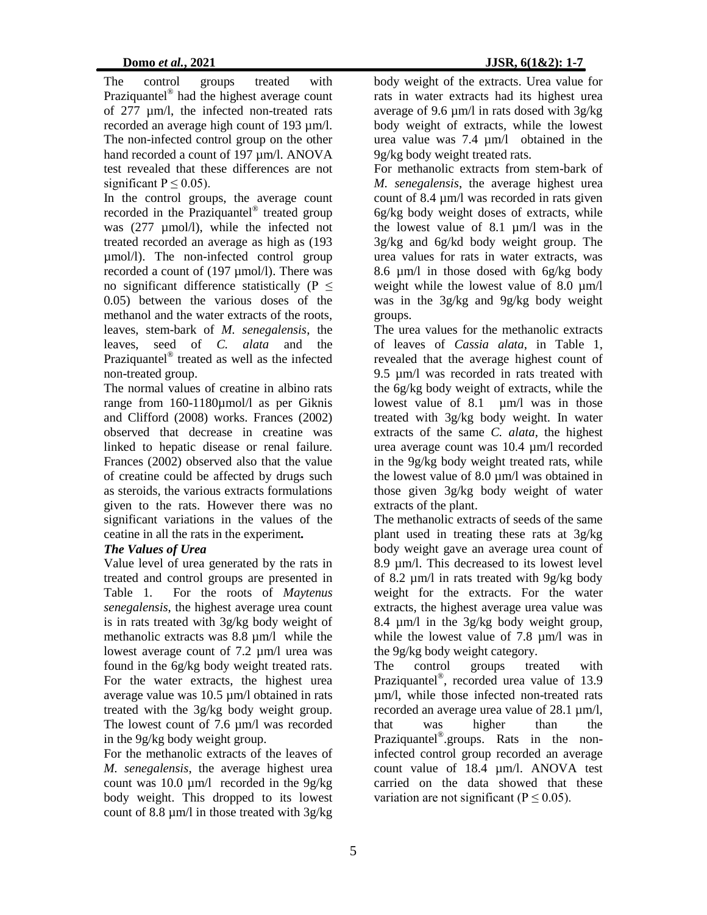The control groups treated with Praziquantel® had the highest average count of 277 µm/l, the infected non-treated rats recorded an average high count of 193 µm/l. The non-infected control group on the other hand recorded a count of 197 µm/l. ANOVA test revealed that these differences are not significant $P \leq 0.05$).

In the control groups, the average count recorded in the Praziquantel® treated group was (277 µmol/l), while the infected not treated recorded an average as high as (193 µmol/l). The non-infected control group recorded a count of (197 µmol/l). There was no significant difference statistically ($P \leq 0.05$) between the various doses of the methanol and the water extracts of the roots, leaves, stem-bark of *M. senegalensis*, the leaves, seed of *C. alata* and the Praziquantel® treated as well as the infected non-treated group.

The normal values of creatine in albino rats range from 160-1180µmol/l as per Giknis and Clifford (2008) works. Frances (2002) observed that decrease in creatine was linked to hepatic disease or renal failure. Frances (2002) observed also that the value of creatine could be affected by drugs such as steroids, the various extracts formulations given to the rats. However there was no significant variations in the values of the ceatine in all the rats in the experiment**.**

### *The Values of Urea*

Value level of urea generated by the rats in treated and control groups are presented in Table 1. For the roots of *Maytenus senegalensis*, the highest average urea count is in rats treated with 3g/kg body weight of methanolic extracts was 8.8 µm/l while the lowest average count of 7.2 µm/l urea was found in the 6g/kg body weight treated rats. For the water extracts, the highest urea average value was 10.5 µm/l obtained in rats treated with the 3g/kg body weight group. The lowest count of 7.6 µm/l was recorded in the 9g/kg body weight group.

For the methanolic extracts of the leaves of *M. senegalensis*, the average highest urea count was 10.0 µm/l recorded in the 9g/kg body weight. This dropped to its lowest count of 8.8 µm/l in those treated with 3g/kg body weight of the extracts. Urea value for rats in water extracts had its highest urea average of 9.6 µm/l in rats dosed with 3g/kg body weight of extracts, while the lowest urea value was 7.4 µm/l obtained in the 9g/kg body weight treated rats.

For methanolic extracts from stem-bark of *M. senegalensis*, the average highest urea count of 8.4 µm/l was recorded in rats given 6g/kg body weight doses of extracts, while the lowest value of 8.1 µm/l was in the 3g/kg and 6g/kd body weight group. The urea values for rats in water extracts, was 8.6 µm/l in those dosed with 6g/kg body weight while the lowest value of 8.0 µm/l was in the 3g/kg and 9g/kg body weight groups.

The urea values for the methanolic extracts of leaves of *Cassia alata*, in Table 1, revealed that the average highest count of 9.5 µm/l was recorded in rats treated with the 6g/kg body weight of extracts, while the lowest value of 8.1 µm/l was in those treated with 3g/kg body weight. In water extracts of the same *C. alata*, the highest urea average count was 10.4 µm/l recorded in the 9g/kg body weight treated rats, while the lowest value of 8.0 µm/l was obtained in those given 3g/kg body weight of water extracts of the plant.

The methanolic extracts of seeds of the same plant used in treating these rats at 3g/kg body weight gave an average urea count of 8.9 µm/l. This decreased to its lowest level of 8.2 µm/l in rats treated with 9g/kg body weight for the extracts. For the water extracts, the highest average urea value was 8.4 µm/l in the 3g/kg body weight group, while the lowest value of 7.8 µm/l was in the 9g/kg body weight category.

The control groups treated with Praziquantel®, recorded urea value of 13.9 µm/l, while those infected non-treated rats recorded an average urea value of 28.1 µm/l, that was higher than the Praziquantel®.groups. Rats in the non-infected control group recorded an average count value of 18.4 µm/l. ANOVA test carried on the data showed that these variation are not significant ($P \leq 0.05$).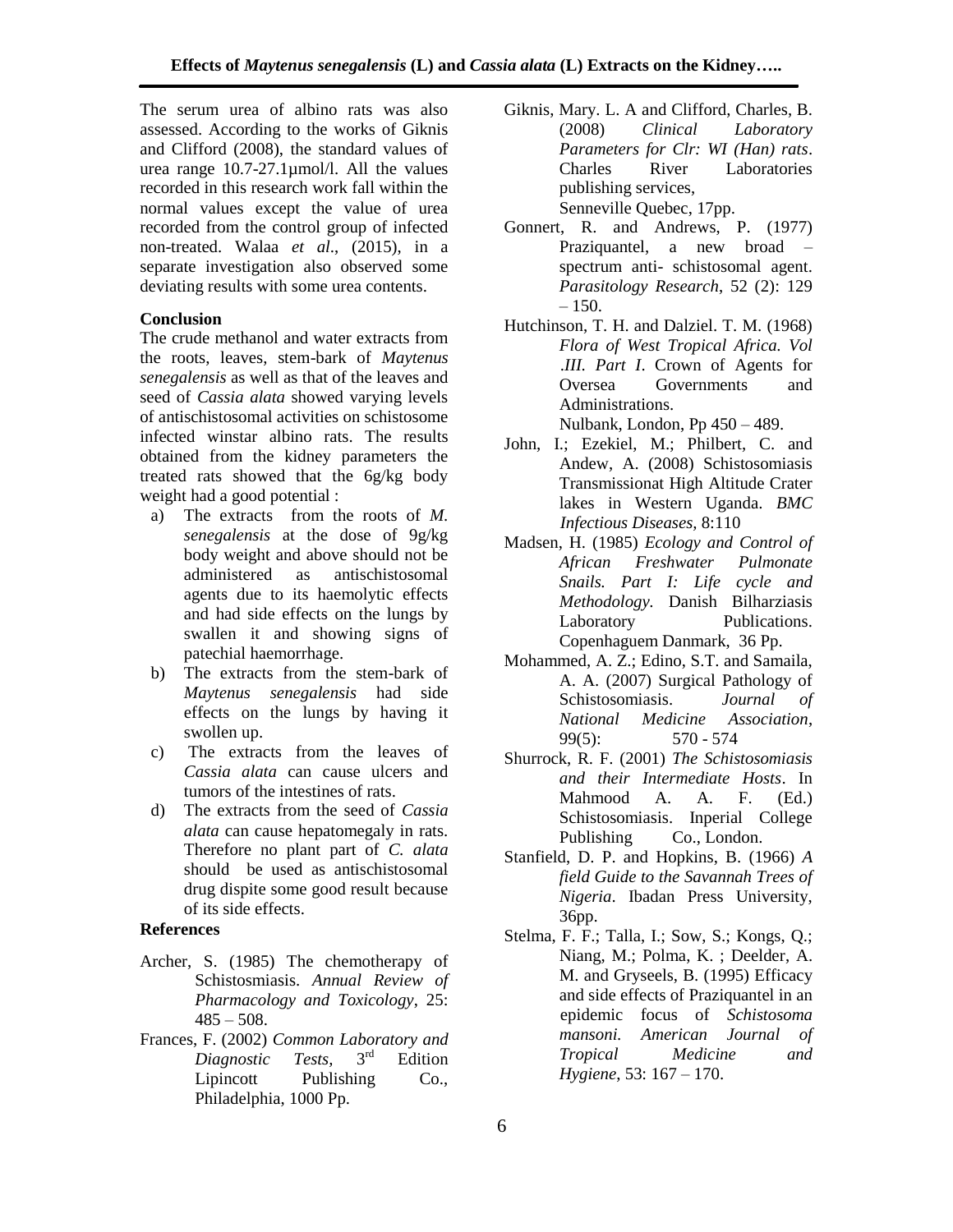The serum urea of albino rats was also assessed. According to the works of Giknis and Clifford (2008), the standard values of urea range 10.7-27.1µmol/l. All the values recorded in this research work fall within the normal values except the value of urea recorded from the control group of infected non-treated. Walaa *et al*., (2015), in a separate investigation also observed some deviating results with some urea contents.

## Conclusion

The crude methanol and water extracts from the roots, leaves, stem-bark of *Maytenus senegalensis* as well as that of the leaves and seed of *Cassia alata* showed varying levels of antischistosomal activities on schistosome infected winstar albino rats. The results obtained from the kidney parameters the treated rats showed that the 6g/kg body weight had a good potential :

a) The extracts from the roots of *M. senegalensis* at the dose of 9g/kg body weight and above should not be administered as antischistosomal agents due to its haemolytic effects and had side effects on the lungs by swallen it and showing signs of patechial haemorrhage.
b) The extracts from the stem-bark of *Maytenus senegalensis* had side effects on the lungs by having it swollen up.
c) The extracts from the leaves of *Cassia alata* can cause ulcers and tumors of the intestines of rats.
d) The extracts from the seed of *Cassia alata* can cause hepatomegaly in rats. Therefore no plant part of *C. alata* should be used as antischistosomal drug dispite some good result because of its side effects.

## References

Archer, S. (1985) The chemotherapy of Schistosmiasis. *Annual Review of Pharmacology and Toxicology*, 25: 485 – 508.

Frances, F. (2002) *Common Laboratory and Diagnostic Tests,* 3rd Edition Lipincott Publishing Co., Philadelphia, 1000 Pp.

Giknis, Mary. L. A and Clifford, Charles, B. (2008) *Clinical Laboratory Parameters for Clr: WI (Han) rats*. Charles River Laboratories publishing services, Senneville Quebec, 17pp.

Gonnert, R. and Andrews, P. (1977) Praziquantel, a new broad – spectrum anti- schistosomal agent. *Parasitology Research*, 52 (2): 129 – 150.

Hutchinson, T. H. and Dalziel. T. M. (1968) *Flora of West Tropical Africa. Vol .III. Part I*. Crown of Agents for Oversea Governments and Administrations. Nulbank, London, Pp 450 – 489.

John, I.; Ezekiel, M.; Philbert, C. and Andew, A. (2008) Schistosomiasis Transmissionat High Altitude Crater lakes in Western Uganda. *BMC Infectious Diseases,* 8:110

Madsen, H. (1985) *Ecology and Control of African Freshwater Pulmonate Snails. Part I: Life cycle and Methodology.* Danish Bilharziasis Laboratory Publications. Copenhaguem Danmark, 36 Pp.

Mohammed, A. Z.; Edino, S.T. and Samaila, A. A. (2007) Surgical Pathology of Schistosomiasis. *Journal of National Medicine Association*, 99(5): 570 - 574

Shurrock, R. F. (2001) *The Schistosomiasis and their Intermediate Hosts*. In Mahmood A. A. F. (Ed.) Schistosomiasis. Inperial College Publishing Co., London.

Stanfield, D. P. and Hopkins, B. (1966) *A field Guide to the Savannah Trees of Nigeria*. Ibadan Press University, 36pp.

Stelma, F. F.; Talla, I.; Sow, S.; Kongs, Q.; Niang, M.; Polma, K. ; Deelder, A. M. and Gryseels, B. (1995) Efficacy and side effects of Praziquantel in an epidemic focus of *Schistosoma mansoni. American Journal of Tropical Medicine and Hygiene*, 53: 167 – 170.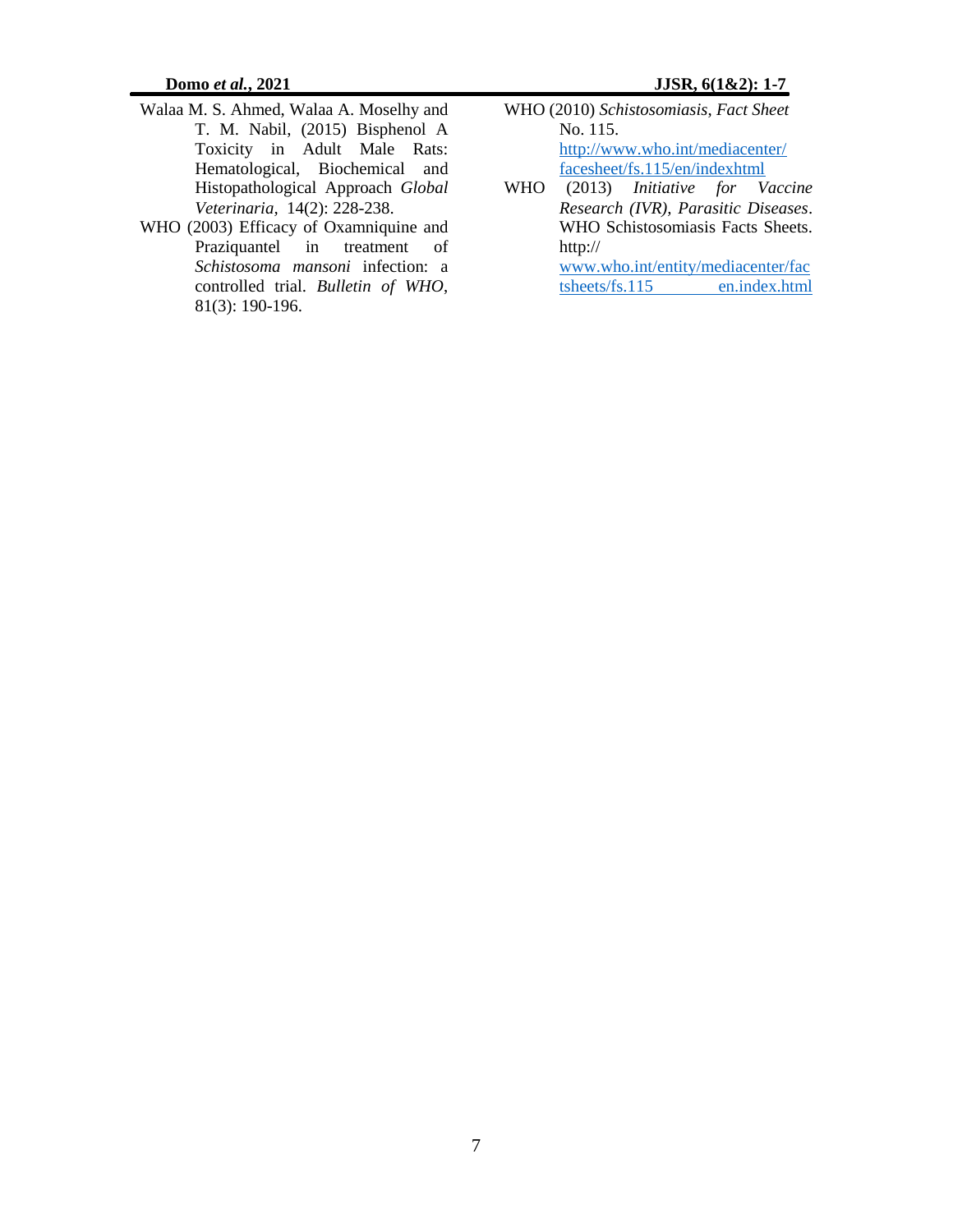Walaa M. S. Ahmed, Walaa A. Moselhy and T. M. Nabil, (2015) Bisphenol A Toxicity in Adult Male Rats: Hematological, Biochemical and Histopathological Approach *Global Veterinaria*, 14(2): 228-238.

WHO (2003) Efficacy of Oxamniquine and Praziquantel in treatment of *Schistosoma mansoni* infection: a controlled trial. *Bulletin of WHO*, 81(3): 190-196.

WHO (2010) *Schistosomiasis, Fact Sheet* No. 115. http://www.who.int/mediacenter/facesheet/fs.115/en/indexhtml

WHO (2013) *Initiative for Vaccine Research (IVR), Parasitic Diseases*. WHO Schistosomiasis Facts Sheets. http:// www.who.int/entity/mediacenter/factsheets/fs.115 en.index.html